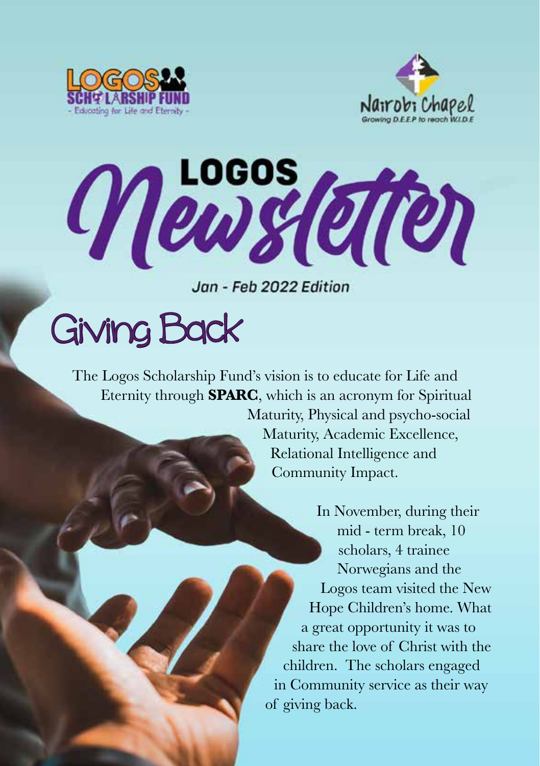LOGOS SCHOLARSHIP FUND
- Educating for Life and Eternity -

Nairobi Chapel
Growing D.E.E.P to reach W.I.D.E

# LOGOS Newsletter

*Jan - Feb 2022 Edition*

## Giving Back

The Logos Scholarship Fund's vision is to educate for Life and Eternity through **SPARC**, which is an acronym for Spiritual Maturity, Physical and psycho-social Maturity, Academic Excellence, Relational Intelligence and Community Impact.

In November, during their mid - term break, 10 scholars, 4 trainee Norwegians and the Logos team visited the New Hope Children's home. What a great opportunity it was to share the love of Christ with the children. The scholars engaged in Community service as their way of giving back.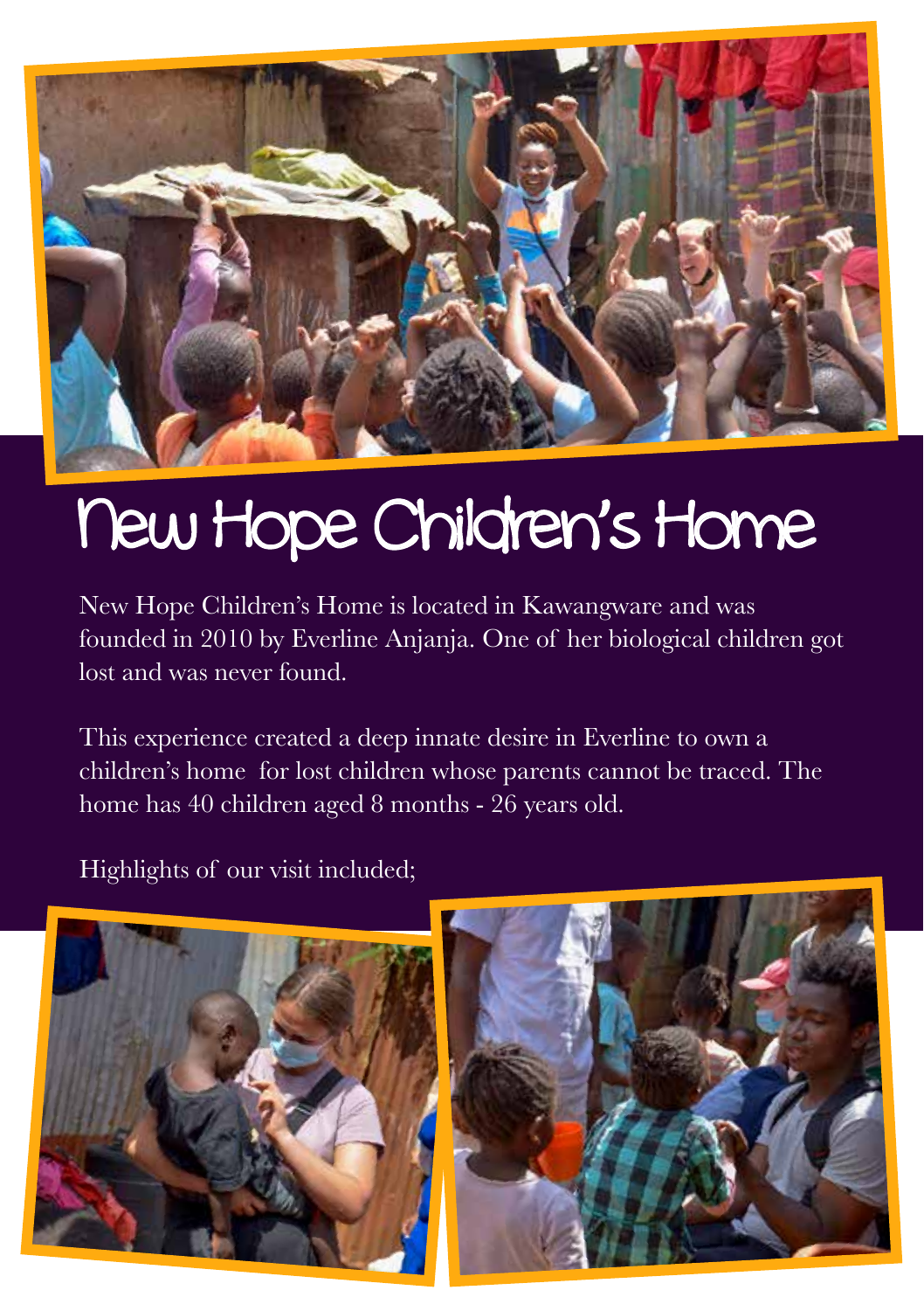# New Hope Children's Home

New Hope Children's Home is located in Kawangware and was founded in 2010 by Everline Anjanja. One of her biological children got lost and was never found.

This experience created a deep innate desire in Everline to own a children's home for lost children whose parents cannot be traced. The home has 40 children aged 8 months - 26 years old.

Highlights of our visit included;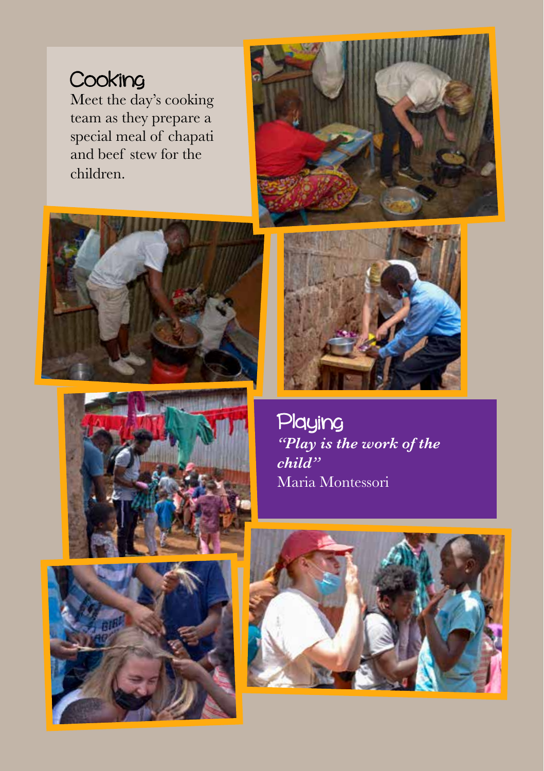## Cooking

Meet the day's cooking team as they prepare a special meal of chapati and beef stew for the children.

## Playing

***"Play is the work of the child"***

Maria Montessori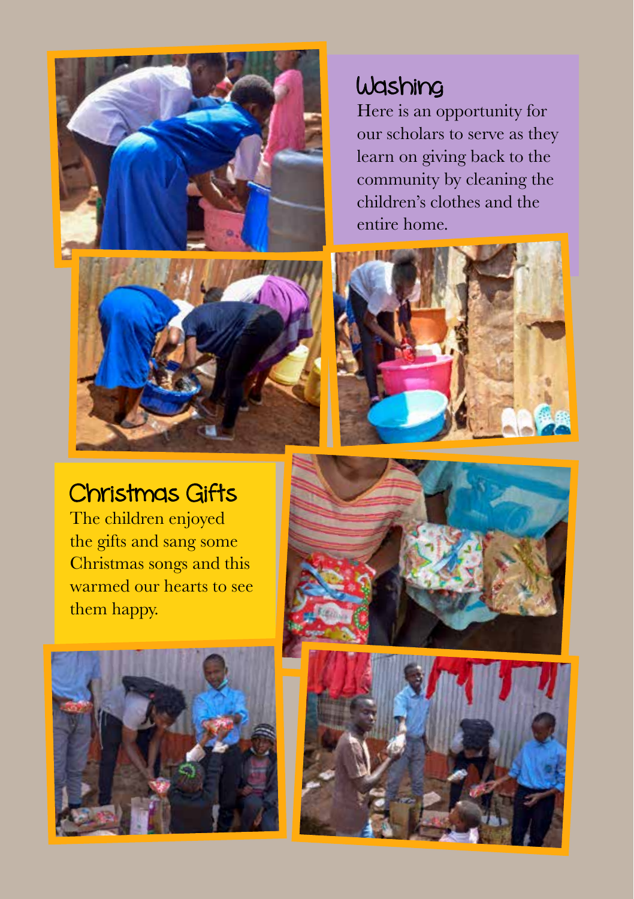## Washing

Here is an opportunity for our scholars to serve as they learn on giving back to the community by cleaning the children's clothes and the entire home.

## Christmas Gifts

The children enjoyed the gifts and sang some Christmas songs and this warmed our hearts to see them happy.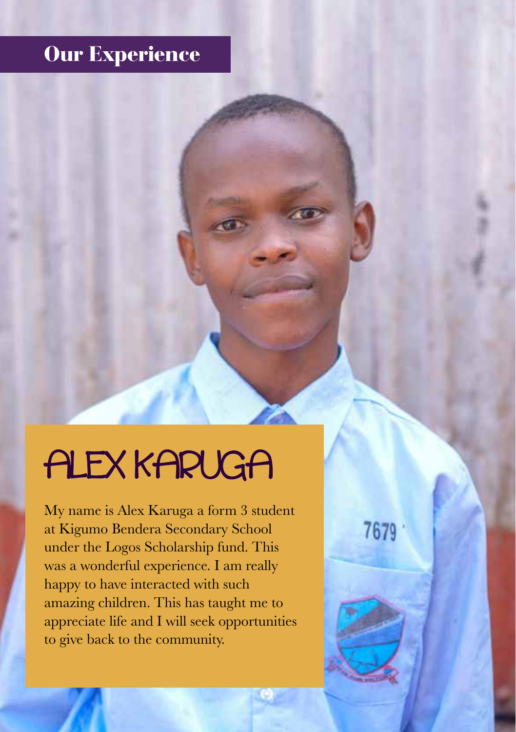## Our Experience

# ALEX KARUGA

My name is Alex Karuga a form 3 student at Kigumo Bendera Secondary School under the Logos Scholarship fund. This was a wonderful experience. I am really happy to have interacted with such amazing children. This has taught me to appreciate life and I will seek opportunities to give back to the community.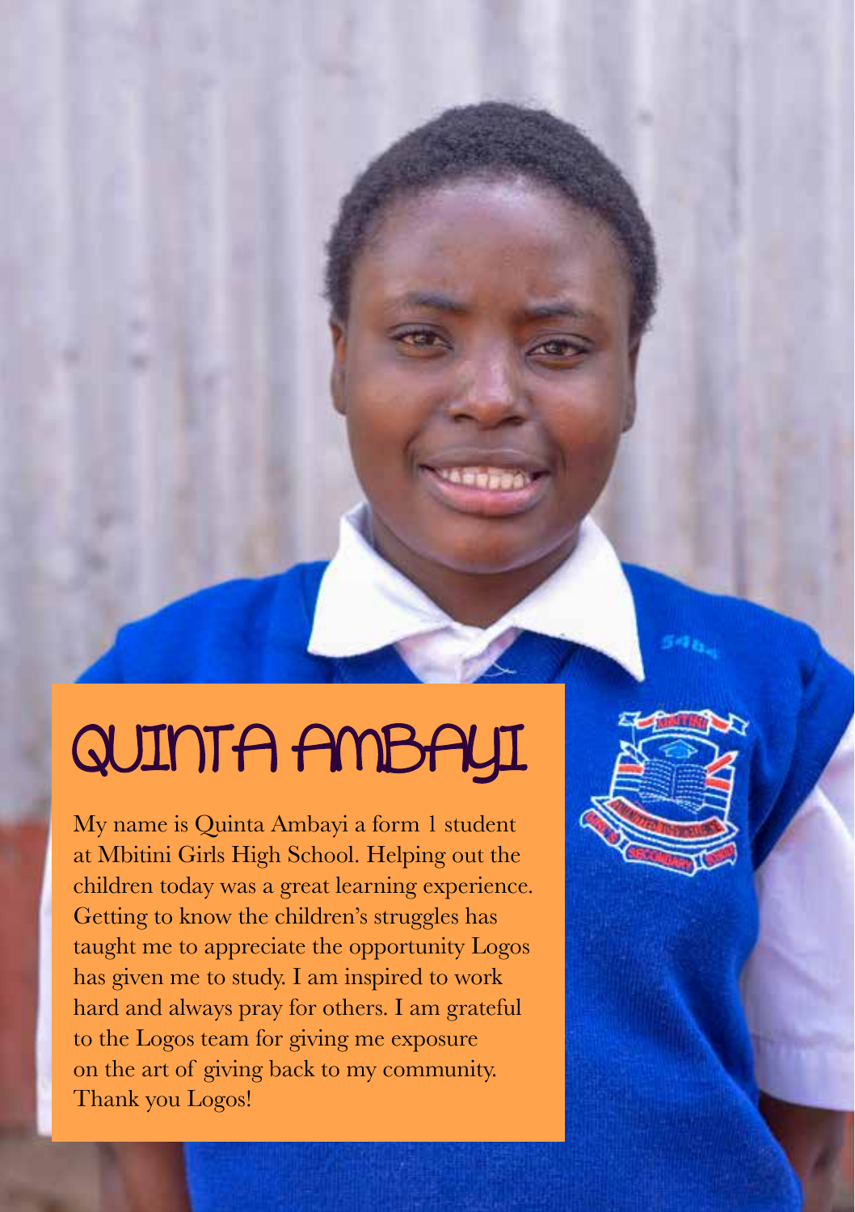# QUINTA AMBAYI

My name is Quinta Ambayi a form 1 student at Mbitini Girls High School. Helping out the children today was a great learning experience. Getting to know the children's struggles has taught me to appreciate the opportunity Logos has given me to study. I am inspired to work hard and always pray for others. I am grateful to the Logos team for giving me exposure on the art of giving back to my community. Thank you Logos!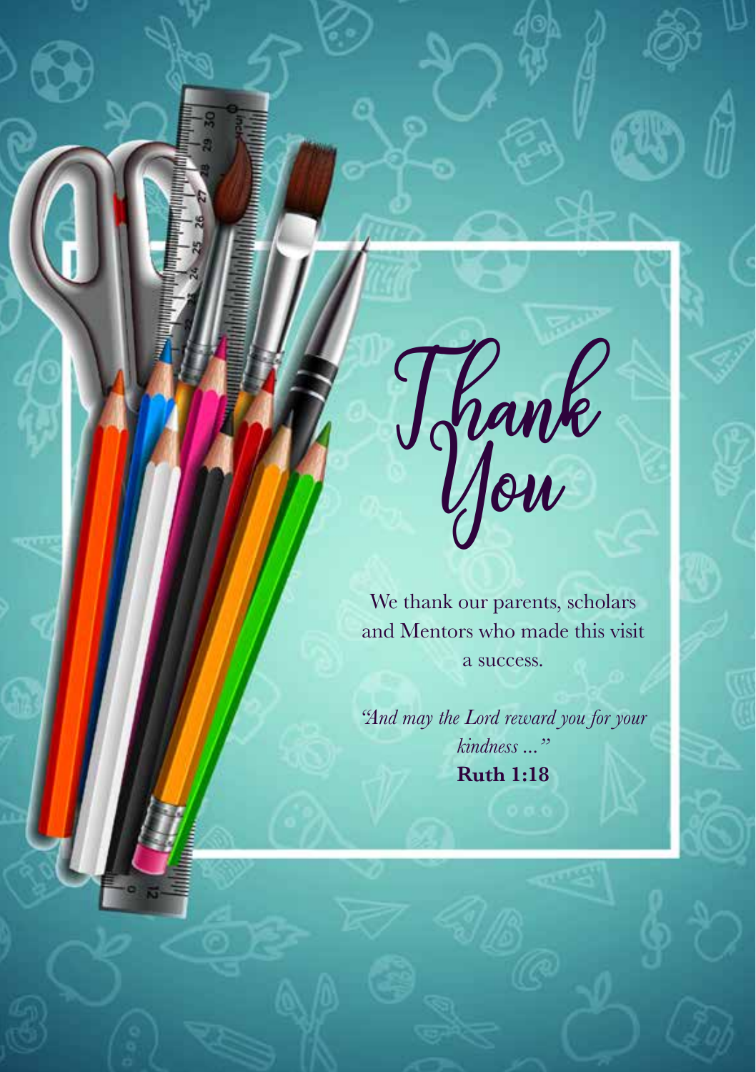# Thank You

We thank our parents, scholars and Mentors who made this visit a success.

*"And may the Lord reward you for your kindness ..."*
**Ruth 1:18**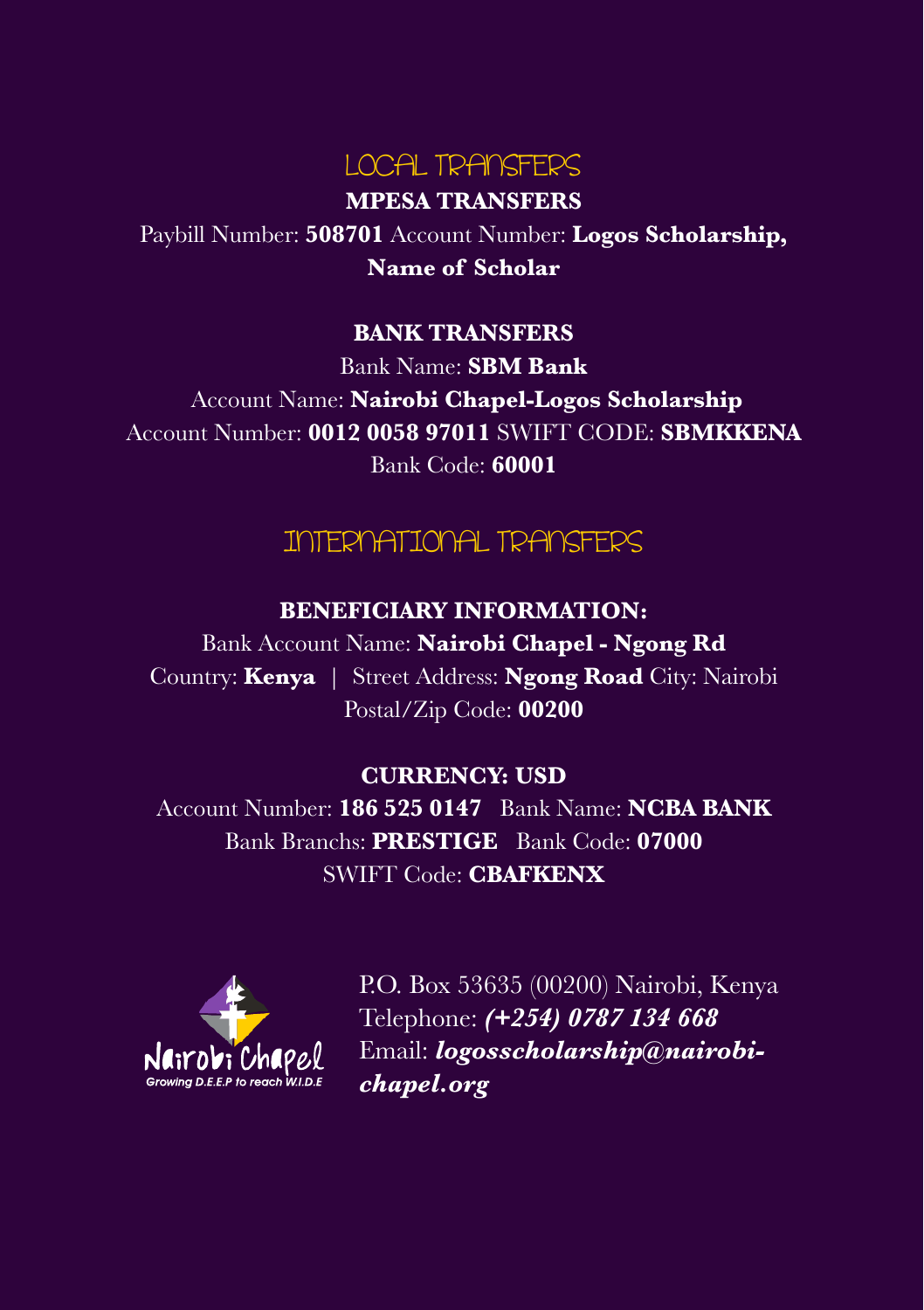## LOCAL TRANSFERS

### MPESA TRANSFERS

Paybill Number: **508701** Account Number: **Logos Scholarship, Name of Scholar**

### BANK TRANSFERS

Bank Name: **SBM Bank**
Account Name: **Nairobi Chapel-Logos Scholarship**
Account Number: **0012 0058 97011** SWIFT CODE: **SBMKKENA**
Bank Code: **60001**

## INTERNATIONAL TRANSFERS

### BENEFICIARY INFORMATION:

Bank Account Name: **Nairobi Chapel - Ngong Rd**
Country: **Kenya** | Street Address: **Ngong Road** City: Nairobi
Postal/Zip Code: **00200**

### CURRENCY: USD

Account Number: **186 525 0147** Bank Name: **NCBA BANK**
Bank Branchs: **PRESTIGE** Bank Code: **07000**
SWIFT Code: **CBAFKENX**

Nairobi Chapel
*Growing D.E.E.P to reach W.I.D.E*

P.O. Box 53635 (00200) Nairobi, Kenya
Telephone: ***(+254) 0787 134 668***
Email: ***logosscholarship@nairobi-chapel.org***